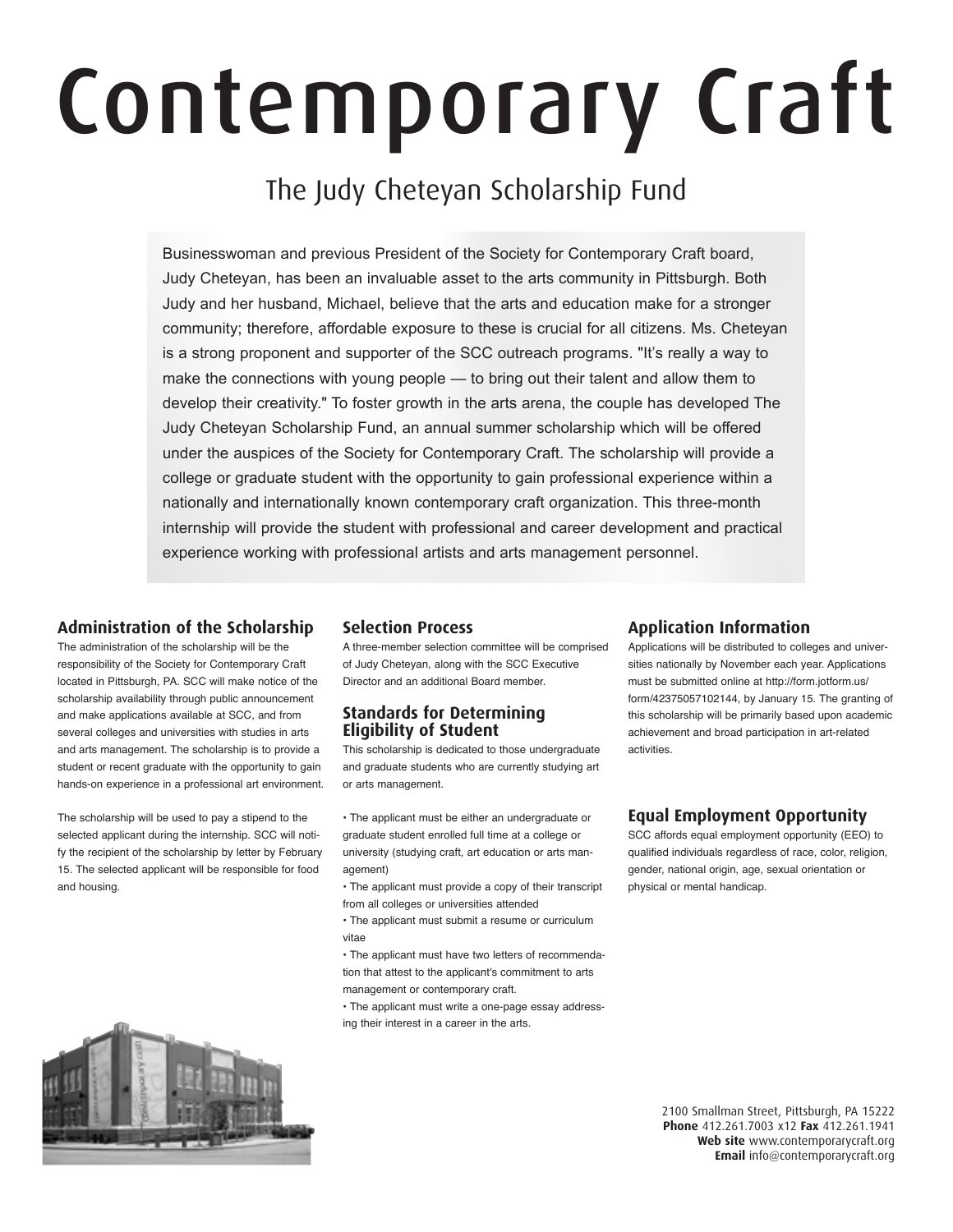# Contemporary Craft

## The Judy Cheteyan Scholarship Fund

Businesswoman and previous President of the Society for Contemporary Craft board, Judy Cheteyan, has been an invaluable asset to the arts community in Pittsburgh. Both Judy and her husband, Michael, believe that the arts and education make for a stronger community; therefore, affordable exposure to these is crucial for all citizens. Ms. Cheteyan is a strong proponent and supporter of the SCC outreach programs. "It's really a way to make the connections with young people — to bring out their talent and allow them to develop their creativity." To foster growth in the arts arena, the couple has developed The Judy Cheteyan Scholarship Fund, an annual summer scholarship which will be offered under the auspices of the Society for Contemporary Craft. The scholarship will provide a college or graduate student with the opportunity to gain professional experience within a nationally and internationally known contemporary craft organization. This three-month internship will provide the student with professional and career development and practical experience working with professional artists and arts management personnel.

### Administration of the Scholarship

The administration of the scholarship will be the responsibility of the Society for Contemporary Craft located in Pittsburgh, PA. SCC will make notice of the scholarship availability through public announcement and make applications available at SCC, and from several colleges and universities with studies in arts and arts management. The scholarship is to provide a student or recent graduate with the opportunity to gain hands-on experience in a professional art environment.

The scholarship will be used to pay a stipend to the selected applicant during the internship. SCC will notify the recipient of the scholarship by letter by February 15. The selected applicant will be responsible for food and housing.

### Selection Process

A three-member selection committee will be comprised of Judy Cheteyan, along with the SCC Executive Director and an additional Board member.

### Standards for Determining Eligibility of Student

This scholarship is dedicated to those undergraduate and graduate students who are currently studying art or arts management.

- The applicant must be either an undergraduate or graduate student enrolled full time at a college or university (studying craft, art education or arts management)
- The applicant must provide a copy of their transcript from all colleges or universities attended
- The applicant must submit a resume or curriculum vitae
- The applicant must have two letters of recommendation that attest to the applicant's commitment to arts management or contemporary craft.
- The applicant must write a one-page essay addressing their interest in a career in the arts.

### Application Information

Applications will be distributed to colleges and universities nationally by November each year. Applications must be submitted online at http://form.jotform.us/form/42375057102144, by January 15. The granting of this scholarship will be primarily based upon academic achievement and broad participation in art-related activities.

### Equal Employment Opportunity

SCC affords equal employment opportunity (EEO) to qualified individuals regardless of race, color, religion, gender, national origin, age, sexual orientation or physical or mental handicap.

2100 Smallman Street, Pittsburgh, PA 15222
**Phone** 412.261.7003 x12 **Fax** 412.261.1941
**Web site** www.contemporarycraft.org
**Email** info@contemporarycraft.org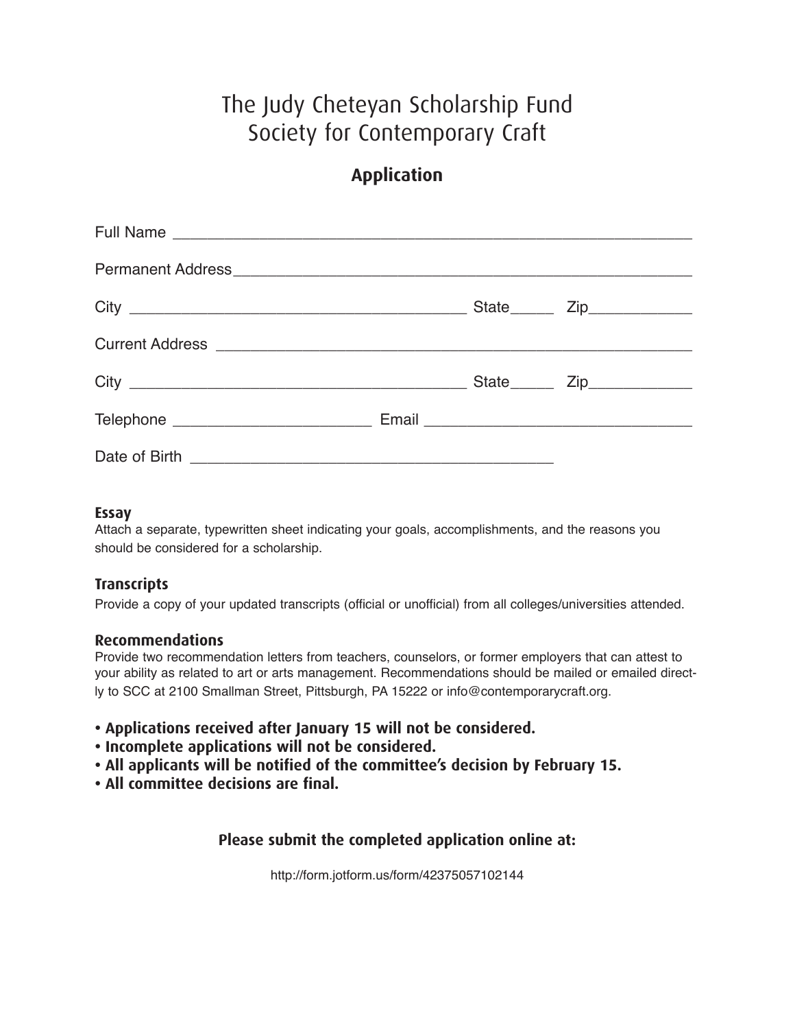# The Judy Cheteyan Scholarship Fund
# Society for Contemporary Craft

## Application

Full Name ____________________________________________________________

Permanent Address _____________________________________________________

City ______________________________________ State_____ Zip____________

Current Address _______________________________________________________

City ______________________________________ State_____ Zip____________

Telephone _______________________ Email ______________________________

Date of Birth _________________________________________

### Essay

Attach a separate, typewritten sheet indicating your goals, accomplishments, and the reasons you should be considered for a scholarship.

### Transcripts

Provide a copy of your updated transcripts (official or unofficial) from all colleges/universities attended.

### Recommendations

Provide two recommendation letters from teachers, counselors, or former employers that can attest to your ability as related to art or arts management. Recommendations should be mailed or emailed directly to SCC at 2100 Smallman Street, Pittsburgh, PA 15222 or info@contemporarycraft.org.

- **Applications received after January 15 will not be considered.**
- **Incomplete applications will not be considered.**
- **All applicants will be notified of the committee's decision by February 15.**
- **All committee decisions are final.**

**Please submit the completed application online at:**

http://form.jotform.us/form/42375057102144